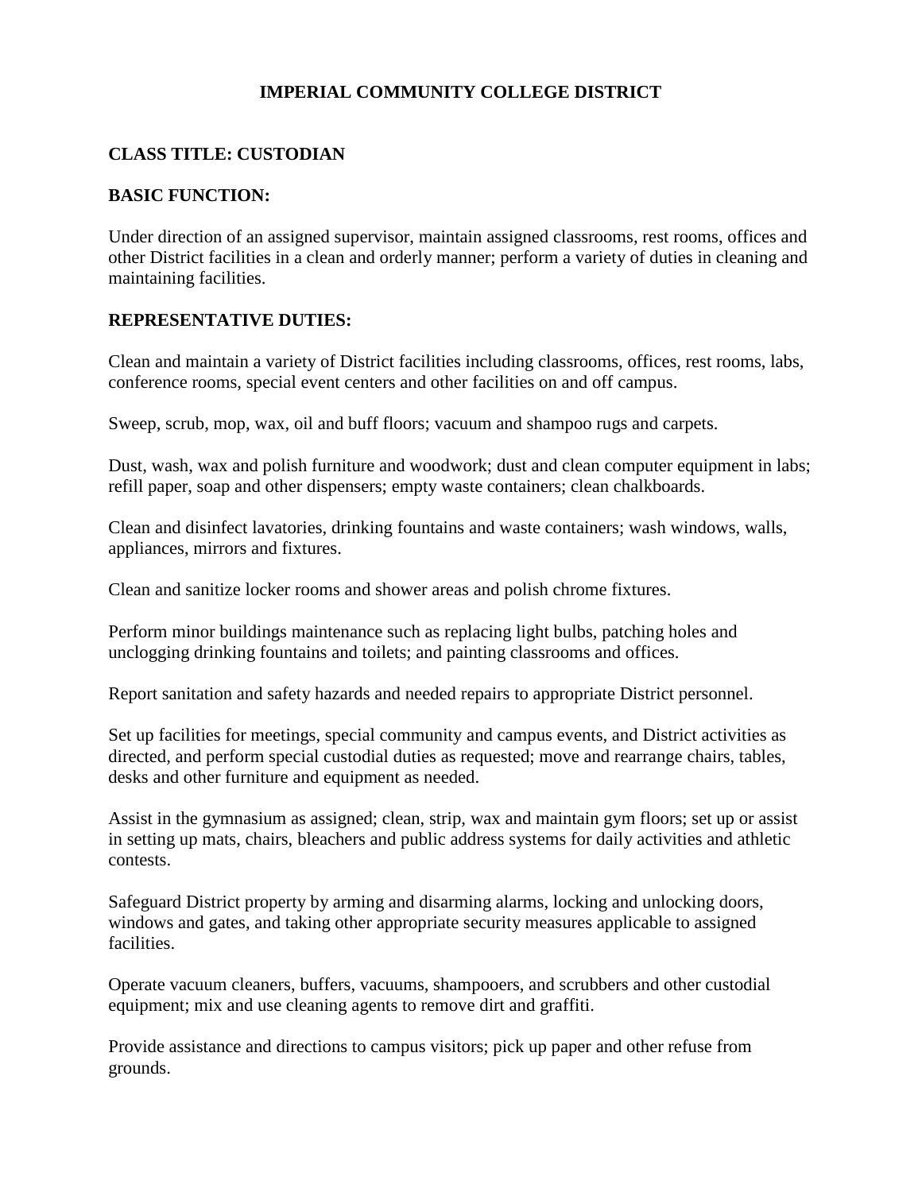# IMPERIAL COMMUNITY COLLEGE DISTRICT

## CLASS TITLE: CUSTODIAN

## BASIC FUNCTION:

Under direction of an assigned supervisor, maintain assigned classrooms, rest rooms, offices and other District facilities in a clean and orderly manner; perform a variety of duties in cleaning and maintaining facilities.

## REPRESENTATIVE DUTIES:

Clean and maintain a variety of District facilities including classrooms, offices, rest rooms, labs, conference rooms, special event centers and other facilities on and off campus.

Sweep, scrub, mop, wax, oil and buff floors; vacuum and shampoo rugs and carpets.

Dust, wash, wax and polish furniture and woodwork; dust and clean computer equipment in labs; refill paper, soap and other dispensers; empty waste containers; clean chalkboards.

Clean and disinfect lavatories, drinking fountains and waste containers; wash windows, walls, appliances, mirrors and fixtures.

Clean and sanitize locker rooms and shower areas and polish chrome fixtures.

Perform minor buildings maintenance such as replacing light bulbs, patching holes and unclogging drinking fountains and toilets; and painting classrooms and offices.

Report sanitation and safety hazards and needed repairs to appropriate District personnel.

Set up facilities for meetings, special community and campus events, and District activities as directed, and perform special custodial duties as requested; move and rearrange chairs, tables, desks and other furniture and equipment as needed.

Assist in the gymnasium as assigned; clean, strip, wax and maintain gym floors; set up or assist in setting up mats, chairs, bleachers and public address systems for daily activities and athletic contests.

Safeguard District property by arming and disarming alarms, locking and unlocking doors, windows and gates, and taking other appropriate security measures applicable to assigned facilities.

Operate vacuum cleaners, buffers, vacuums, shampooers, and scrubbers and other custodial equipment; mix and use cleaning agents to remove dirt and graffiti.

Provide assistance and directions to campus visitors; pick up paper and other refuse from grounds.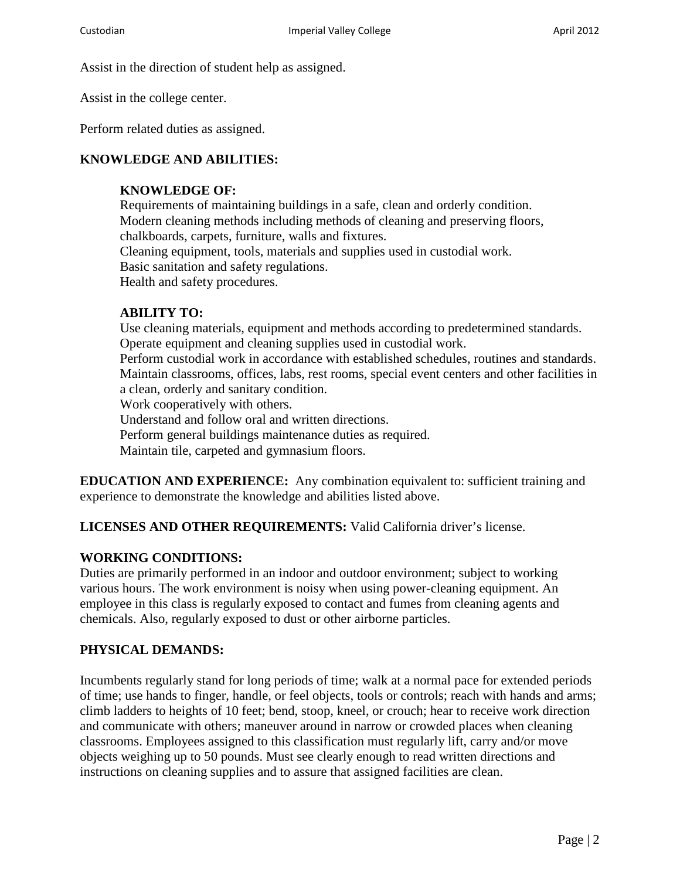Assist in the direction of student help as assigned.

Assist in the college center.

Perform related duties as assigned.

## KNOWLEDGE AND ABILITIES:

### KNOWLEDGE OF:

Requirements of maintaining buildings in a safe, clean and orderly condition.
Modern cleaning methods including methods of cleaning and preserving floors, chalkboards, carpets, furniture, walls and fixtures.
Cleaning equipment, tools, materials and supplies used in custodial work.
Basic sanitation and safety regulations.
Health and safety procedures.

### ABILITY TO:

Use cleaning materials, equipment and methods according to predetermined standards.
Operate equipment and cleaning supplies used in custodial work.
Perform custodial work in accordance with established schedules, routines and standards.
Maintain classrooms, offices, labs, rest rooms, special event centers and other facilities in a clean, orderly and sanitary condition.
Work cooperatively with others.
Understand and follow oral and written directions.
Perform general buildings maintenance duties as required.
Maintain tile, carpeted and gymnasium floors.

**EDUCATION AND EXPERIENCE:** Any combination equivalent to: sufficient training and experience to demonstrate the knowledge and abilities listed above.

**LICENSES AND OTHER REQUIREMENTS:** Valid California driver's license.

## WORKING CONDITIONS:

Duties are primarily performed in an indoor and outdoor environment; subject to working various hours. The work environment is noisy when using power-cleaning equipment. An employee in this class is regularly exposed to contact and fumes from cleaning agents and chemicals. Also, regularly exposed to dust or other airborne particles.

## PHYSICAL DEMANDS:

Incumbents regularly stand for long periods of time; walk at a normal pace for extended periods of time; use hands to finger, handle, or feel objects, tools or controls; reach with hands and arms; climb ladders to heights of 10 feet; bend, stoop, kneel, or crouch; hear to receive work direction and communicate with others; maneuver around in narrow or crowded places when cleaning classrooms. Employees assigned to this classification must regularly lift, carry and/or move objects weighing up to 50 pounds. Must see clearly enough to read written directions and instructions on cleaning supplies and to assure that assigned facilities are clean.